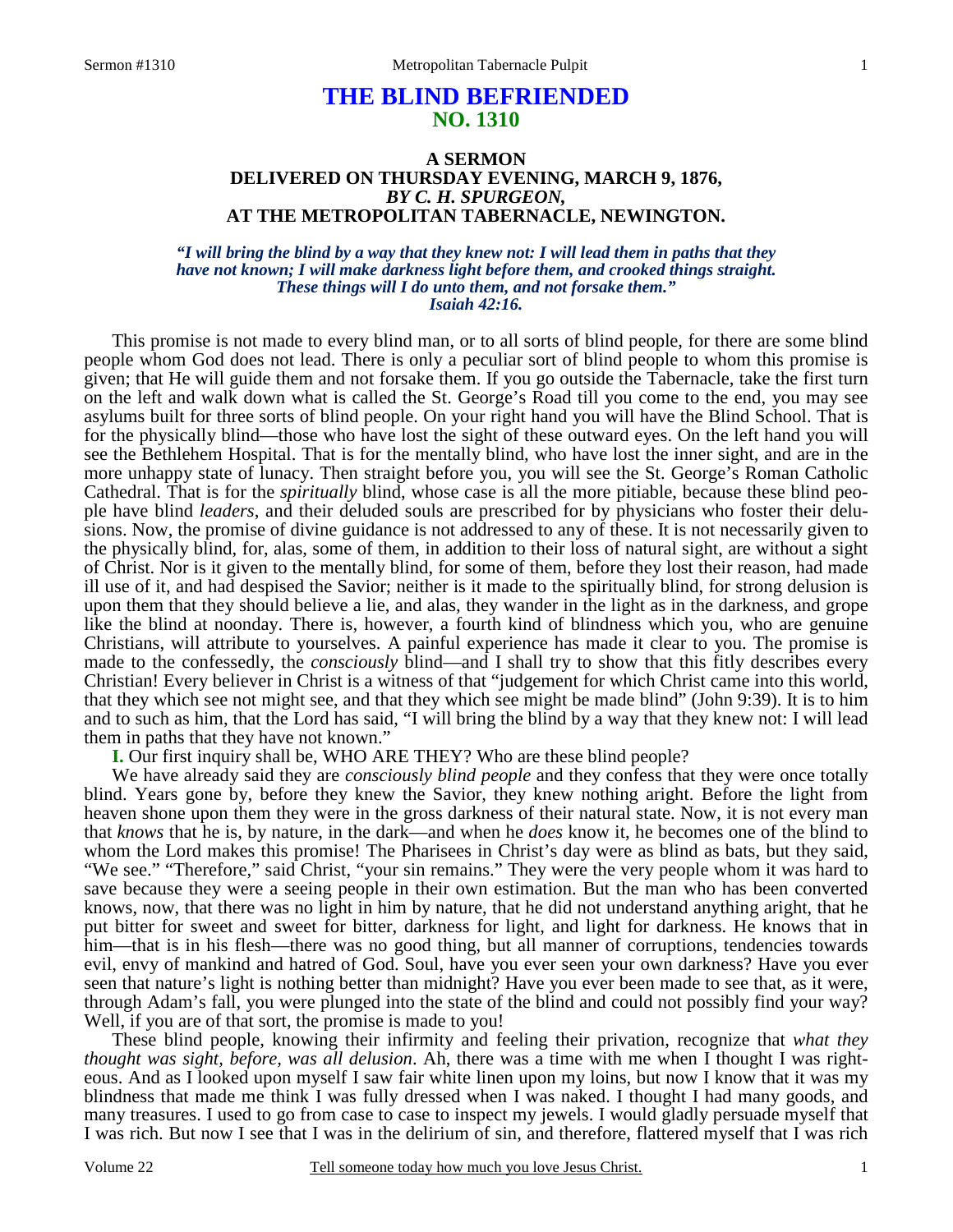# THE BLIND BEFRIENDED
## NO. 1310

### A SERMON
### DELIVERED ON THURSDAY EVENING, MARCH 9, 1876,
### *BY C. H. SPURGEON,*
### AT THE METROPOLITAN TABERNACLE, NEWINGTON.

*"I will bring the blind by a way that they knew not: I will lead them in paths that they have not known; I will make darkness light before them, and crooked things straight. These things will I do unto them, and not forsake them." Isaiah 42:16.*

This promise is not made to every blind man, or to all sorts of blind people, for there are some blind people whom God does not lead. There is only a peculiar sort of blind people to whom this promise is given; that He will guide them and not forsake them. If you go outside the Tabernacle, take the first turn on the left and walk down what is called the St. George's Road till you come to the end, you may see asylums built for three sorts of blind people. On your right hand you will have the Blind School. That is for the physically blind—those who have lost the sight of these outward eyes. On the left hand you will see the Bethlehem Hospital. That is for the mentally blind, who have lost the inner sight, and are in the more unhappy state of lunacy. Then straight before you, you will see the St. George's Roman Catholic Cathedral. That is for the *spiritually* blind, whose case is all the more pitiable, because these blind people have blind *leaders*, and their deluded souls are prescribed for by physicians who foster their delusions. Now, the promise of divine guidance is not addressed to any of these. It is not necessarily given to the physically blind, for, alas, some of them, in addition to their loss of natural sight, are without a sight of Christ. Nor is it given to the mentally blind, for some of them, before they lost their reason, had made ill use of it, and had despised the Savior; neither is it made to the spiritually blind, for strong delusion is upon them that they should believe a lie, and alas, they wander in the light as in the darkness, and grope like the blind at noonday. There is, however, a fourth kind of blindness which you, who are genuine Christians, will attribute to yourselves. A painful experience has made it clear to you. The promise is made to the confessedly, the *consciously* blind—and I shall try to show that this fitly describes every Christian! Every believer in Christ is a witness of that "judgement for which Christ came into this world, that they which see not might see, and that they which see might be made blind" (John 9:39). It is to him and to such as him, that the Lord has said, "I will bring the blind by a way that they knew not: I will lead them in paths that they have not known."

**I.** Our first inquiry shall be, WHO ARE THEY? Who are these blind people?

We have already said they are *consciously blind people* and they confess that they were once totally blind. Years gone by, before they knew the Savior, they knew nothing aright. Before the light from heaven shone upon them they were in the gross darkness of their natural state. Now, it is not every man that *knows* that he is, by nature, in the dark—and when he *does* know it, he becomes one of the blind to whom the Lord makes this promise! The Pharisees in Christ's day were as blind as bats, but they said, "We see." "Therefore," said Christ, "your sin remains." They were the very people whom it was hard to save because they were a seeing people in their own estimation. But the man who has been converted knows, now, that there was no light in him by nature, that he did not understand anything aright, that he put bitter for sweet and sweet for bitter, darkness for light, and light for darkness. He knows that in him—that is in his flesh—there was no good thing, but all manner of corruptions, tendencies towards evil, envy of mankind and hatred of God. Soul, have you ever seen your own darkness? Have you ever seen that nature's light is nothing better than midnight? Have you ever been made to see that, as it were, through Adam's fall, you were plunged into the state of the blind and could not possibly find your way? Well, if you are of that sort, the promise is made to you!

These blind people, knowing their infirmity and feeling their privation, recognize that *what they thought was sight, before, was all delusion*. Ah, there was a time with me when I thought I was righteous. And as I looked upon myself I saw fair white linen upon my loins, but now I know that it was my blindness that made me think I was fully dressed when I was naked. I thought I had many goods, and many treasures. I used to go from case to case to inspect my jewels. I would gladly persuade myself that I was rich. But now I see that I was in the delirium of sin, and therefore, flattered myself that I was rich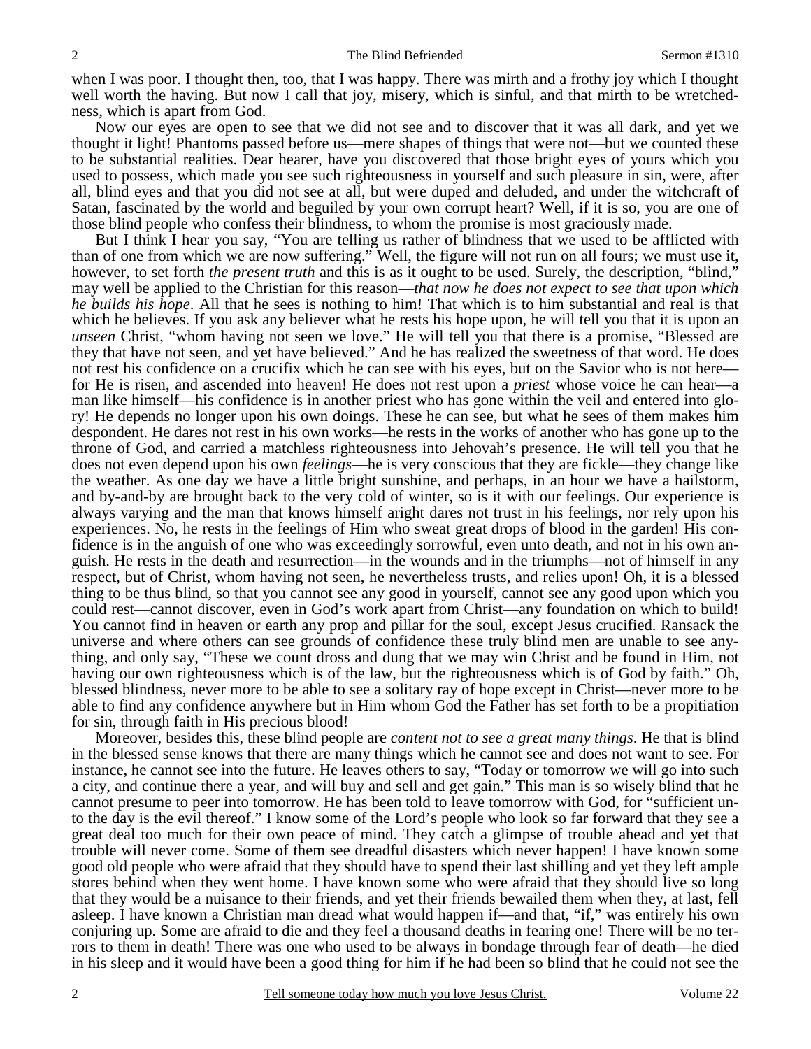when I was poor. I thought then, too, that I was happy. There was mirth and a frothy joy which I thought well worth the having. But now I call that joy, misery, which is sinful, and that mirth to be wretchedness, which is apart from God.

Now our eyes are open to see that we did not see and to discover that it was all dark, and yet we thought it light! Phantoms passed before us—mere shapes of things that were not—but we counted these to be substantial realities. Dear hearer, have you discovered that those bright eyes of yours which you used to possess, which made you see such righteousness in yourself and such pleasure in sin, were, after all, blind eyes and that you did not see at all, but were duped and deluded, and under the witchcraft of Satan, fascinated by the world and beguiled by your own corrupt heart? Well, if it is so, you are one of those blind people who confess their blindness, to whom the promise is most graciously made.

But I think I hear you say, "You are telling us rather of blindness that we used to be afflicted with than of one from which we are now suffering." Well, the figure will not run on all fours; we must use it, however, to set forth *the present truth* and this is as it ought to be used. Surely, the description, "blind," may well be applied to the Christian for this reason—*that now he does not expect to see that upon which he builds his hope*. All that he sees is nothing to him! That which is to him substantial and real is that which he believes. If you ask any believer what he rests his hope upon, he will tell you that it is upon an *unseen* Christ, "whom having not seen we love." He will tell you that there is a promise, "Blessed are they that have not seen, and yet have believed." And he has realized the sweetness of that word. He does not rest his confidence on a crucifix which he can see with his eyes, but on the Savior who is not here—for He is risen, and ascended into heaven! He does not rest upon a *priest* whose voice he can hear—a man like himself—his confidence is in another priest who has gone within the veil and entered into glory! He depends no longer upon his own doings. These he can see, but what he sees of them makes him despondent. He dares not rest in his own works—he rests in the works of another who has gone up to the throne of God, and carried a matchless righteousness into Jehovah's presence. He will tell you that he does not even depend upon his own *feelings*—he is very conscious that they are fickle—they change like the weather. As one day we have a little bright sunshine, and perhaps, in an hour we have a hailstorm, and by-and-by are brought back to the very cold of winter, so is it with our feelings. Our experience is always varying and the man that knows himself aright dares not trust in his feelings, nor rely upon his experiences. No, he rests in the feelings of Him who sweat great drops of blood in the garden! His confidence is in the anguish of one who was exceedingly sorrowful, even unto death, and not in his own anguish. He rests in the death and resurrection—in the wounds and in the triumphs—not of himself in any respect, but of Christ, whom having not seen, he nevertheless trusts, and relies upon! Oh, it is a blessed thing to be thus blind, so that you cannot see any good in yourself, cannot see any good upon which you could rest—cannot discover, even in God's work apart from Christ—any foundation on which to build! You cannot find in heaven or earth any prop and pillar for the soul, except Jesus crucified. Ransack the universe and where others can see grounds of confidence these truly blind men are unable to see anything, and only say, "These we count dross and dung that we may win Christ and be found in Him, not having our own righteousness which is of the law, but the righteousness which is of God by faith." Oh, blessed blindness, never more to be able to see a solitary ray of hope except in Christ—never more to be able to find any confidence anywhere but in Him whom God the Father has set forth to be a propitiation for sin, through faith in His precious blood!

Moreover, besides this, these blind people are *content not to see a great many things*. He that is blind in the blessed sense knows that there are many things which he cannot see and does not want to see. For instance, he cannot see into the future. He leaves others to say, "Today or tomorrow we will go into such a city, and continue there a year, and will buy and sell and get gain." This man is so wisely blind that he cannot presume to peer into tomorrow. He has been told to leave tomorrow with God, for "sufficient unto the day is the evil thereof." I know some of the Lord's people who look so far forward that they see a great deal too much for their own peace of mind. They catch a glimpse of trouble ahead and yet that trouble will never come. Some of them see dreadful disasters which never happen! I have known some good old people who were afraid that they should have to spend their last shilling and yet they left ample stores behind when they went home. I have known some who were afraid that they should live so long that they would be a nuisance to their friends, and yet their friends bewailed them when they, at last, fell asleep. I have known a Christian man dread what would happen if—and that, "if," was entirely his own conjuring up. Some are afraid to die and they feel a thousand deaths in fearing one! There will be no terrors to them in death! There was one who used to be always in bondage through fear of death—he died in his sleep and it would have been a good thing for him if he had been so blind that he could not see the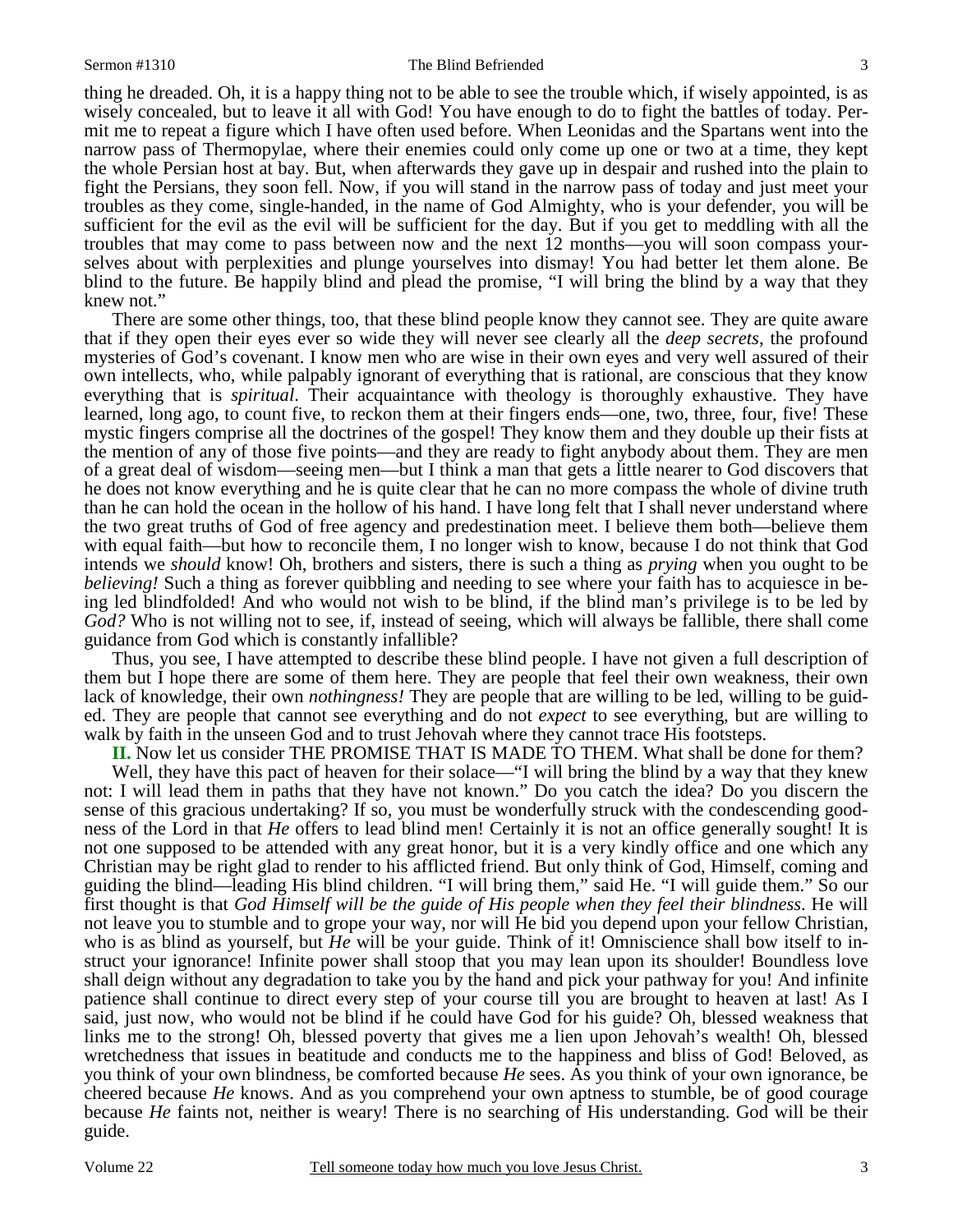thing he dreaded. Oh, it is a happy thing not to be able to see the trouble which, if wisely appointed, is as wisely concealed, but to leave it all with God! You have enough to do to fight the battles of today. Permit me to repeat a figure which I have often used before. When Leonidas and the Spartans went into the narrow pass of Thermopylae, where their enemies could only come up one or two at a time, they kept the whole Persian host at bay. But, when afterwards they gave up in despair and rushed into the plain to fight the Persians, they soon fell. Now, if you will stand in the narrow pass of today and just meet your troubles as they come, single-handed, in the name of God Almighty, who is your defender, you will be sufficient for the evil as the evil will be sufficient for the day. But if you get to meddling with all the troubles that may come to pass between now and the next 12 months—you will soon compass yourselves about with perplexities and plunge yourselves into dismay! You had better let them alone. Be blind to the future. Be happily blind and plead the promise, "I will bring the blind by a way that they knew not."

There are some other things, too, that these blind people know they cannot see. They are quite aware that if they open their eyes ever so wide they will never see clearly all the *deep secrets*, the profound mysteries of God's covenant. I know men who are wise in their own eyes and very well assured of their own intellects, who, while palpably ignorant of everything that is rational, are conscious that they know everything that is *spiritual*. Their acquaintance with theology is thoroughly exhaustive. They have learned, long ago, to count five, to reckon them at their fingers ends—one, two, three, four, five! These mystic fingers comprise all the doctrines of the gospel! They know them and they double up their fists at the mention of any of those five points—and they are ready to fight anybody about them. They are men of a great deal of wisdom—seeing men—but I think a man that gets a little nearer to God discovers that he does not know everything and he is quite clear that he can no more compass the whole of divine truth than he can hold the ocean in the hollow of his hand. I have long felt that I shall never understand where the two great truths of God of free agency and predestination meet. I believe them both—believe them with equal faith—but how to reconcile them, I no longer wish to know, because I do not think that God intends we *should* know! Oh, brothers and sisters, there is such a thing as *prying* when you ought to be *believing!* Such a thing as forever quibbling and needing to see where your faith has to acquiesce in being led blindfolded! And who would not wish to be blind, if the blind man's privilege is to be led by *God?* Who is not willing not to see, if, instead of seeing, which will always be fallible, there shall come guidance from God which is constantly infallible?

Thus, you see, I have attempted to describe these blind people. I have not given a full description of them but I hope there are some of them here. They are people that feel their own weakness, their own lack of knowledge, their own *nothingness!* They are people that are willing to be led, willing to be guided. They are people that cannot see everything and do not *expect* to see everything, but are willing to walk by faith in the unseen God and to trust Jehovah where they cannot trace His footsteps.

**II.** Now let us consider THE PROMISE THAT IS MADE TO THEM. What shall be done for them?

Well, they have this pact of heaven for their solace—"I will bring the blind by a way that they knew not: I will lead them in paths that they have not known." Do you catch the idea? Do you discern the sense of this gracious undertaking? If so, you must be wonderfully struck with the condescending goodness of the Lord in that *He* offers to lead blind men! Certainly it is not an office generally sought! It is not one supposed to be attended with any great honor, but it is a very kindly office and one which any Christian may be right glad to render to his afflicted friend. But only think of God, Himself, coming and guiding the blind—leading His blind children. "I will bring them," said He. "I will guide them." So our first thought is that *God Himself will be the guide of His people when they feel their blindness*. He will not leave you to stumble and to grope your way, nor will He bid you depend upon your fellow Christian, who is as blind as yourself, but *He* will be your guide. Think of it! Omniscience shall bow itself to instruct your ignorance! Infinite power shall stoop that you may lean upon its shoulder! Boundless love shall deign without any degradation to take you by the hand and pick your pathway for you! And infinite patience shall continue to direct every step of your course till you are brought to heaven at last! As I said, just now, who would not be blind if he could have God for his guide? Oh, blessed weakness that links me to the strong! Oh, blessed poverty that gives me a lien upon Jehovah's wealth! Oh, blessed wretchedness that issues in beatitude and conducts me to the happiness and bliss of God! Beloved, as you think of your own blindness, be comforted because *He* sees. As you think of your own ignorance, be cheered because *He* knows. And as you comprehend your own aptness to stumble, be of good courage because *He* faints not, neither is weary! There is no searching of His understanding. God will be their guide.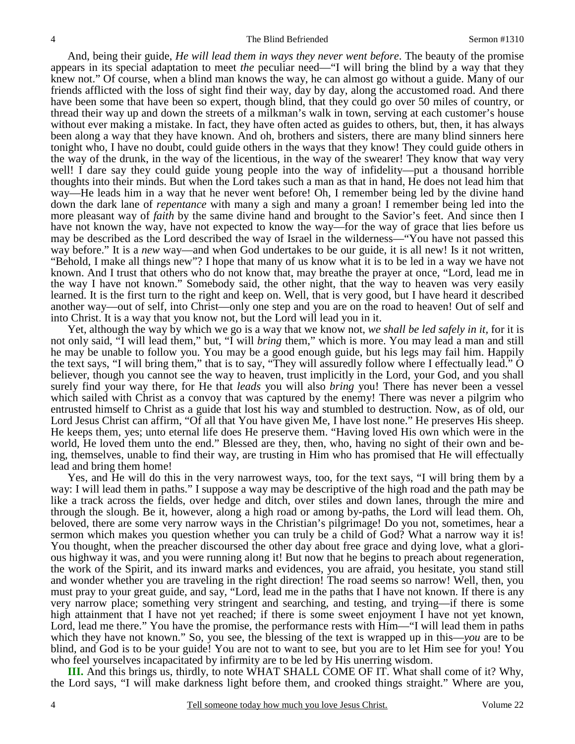And, being their guide, *He will lead them in ways they never went before*. The beauty of the promise appears in its special adaptation to meet *the* peculiar need—"I will bring the blind by a way that they knew not." Of course, when a blind man knows the way, he can almost go without a guide. Many of our friends afflicted with the loss of sight find their way, day by day, along the accustomed road. And there have been some that have been so expert, though blind, that they could go over 50 miles of country, or thread their way up and down the streets of a milkman's walk in town, serving at each customer's house without ever making a mistake. In fact, they have often acted as guides to others, but, then, it has always been along a way that they have known. And oh, brothers and sisters, there are many blind sinners here tonight who, I have no doubt, could guide others in the ways that they know! They could guide others in the way of the drunk, in the way of the licentious, in the way of the swearer! They know that way very well! I dare say they could guide young people into the way of infidelity—put a thousand horrible thoughts into their minds. But when the Lord takes such a man as that in hand, He does not lead him that way—He leads him in a way that he never went before! Oh, I remember being led by the divine hand down the dark lane of *repentance* with many a sigh and many a groan! I remember being led into the more pleasant way of *faith* by the same divine hand and brought to the Savior's feet. And since then I have not known the way, have not expected to know the way—for the way of grace that lies before us may be described as the Lord described the way of Israel in the wilderness—"You have not passed this way before." It is a *new* way—and when God undertakes to be our guide, it is all new! Is it not written, "Behold, I make all things new"? I hope that many of us know what it is to be led in a way we have not known. And I trust that others who do not know that, may breathe the prayer at once, "Lord, lead me in the way I have not known." Somebody said, the other night, that the way to heaven was very easily learned. It is the first turn to the right and keep on. Well, that is very good, but I have heard it described another way—out of self, into Christ—only one step and you are on the road to heaven! Out of self and into Christ. It is a way that you know not, but the Lord will lead you in it.

Yet, although the way by which we go is a way that we know not, *we shall be led safely in it,* for it is not only said, "I will lead them," but, "I will *bring* them," which is more. You may lead a man and still he may be unable to follow you. You may be a good enough guide, but his legs may fail him. Happily the text says, "I will bring them," that is to say, "They will assuredly follow where I effectually lead." O believer, though you cannot see the way to heaven, trust implicitly in the Lord, your God, and you shall surely find your way there, for He that *leads* you will also *bring* you! There has never been a vessel which sailed with Christ as a convoy that was captured by the enemy! There was never a pilgrim who entrusted himself to Christ as a guide that lost his way and stumbled to destruction. Now, as of old, our Lord Jesus Christ can affirm, "Of all that You have given Me, I have lost none." He preserves His sheep. He keeps them, yes; unto eternal life does He preserve them. "Having loved His own which were in the world, He loved them unto the end." Blessed are they, then, who, having no sight of their own and being, themselves, unable to find their way, are trusting in Him who has promised that He will effectually lead and bring them home!

Yes, and He will do this in the very narrowest ways, too, for the text says, "I will bring them by a way: I will lead them in paths." I suppose a way may be descriptive of the high road and the path may be like a track across the fields, over hedge and ditch, over stiles and down lanes, through the mire and through the slough. Be it, however, along a high road or among by-paths, the Lord will lead them. Oh, beloved, there are some very narrow ways in the Christian's pilgrimage! Do you not, sometimes, hear a sermon which makes you question whether you can truly be a child of God? What a narrow way it is! You thought, when the preacher discoursed the other day about free grace and dying love, what a glorious highway it was, and you were running along it! But now that he begins to preach about regeneration, the work of the Spirit, and its inward marks and evidences, you are afraid, you hesitate, you stand still and wonder whether you are traveling in the right direction! The road seems so narrow! Well, then, you must pray to your great guide, and say, "Lord, lead me in the paths that I have not known. If there is any very narrow place; something very stringent and searching, and testing, and trying—if there is some high attainment that I have not yet reached; if there is some sweet enjoyment I have not yet known, Lord, lead me there." You have the promise, the performance rests with Him—"I will lead them in paths which they have not known." So, you see, the blessing of the text is wrapped up in this—*you* are to be blind, and God is to be your guide! You are not to want to see, but you are to let Him see for you! You who feel yourselves incapacitated by infirmity are to be led by His unerring wisdom.

**III.** And this brings us, thirdly, to note WHAT SHALL COME OF IT. What shall come of it? Why, the Lord says, "I will make darkness light before them, and crooked things straight." Where are you,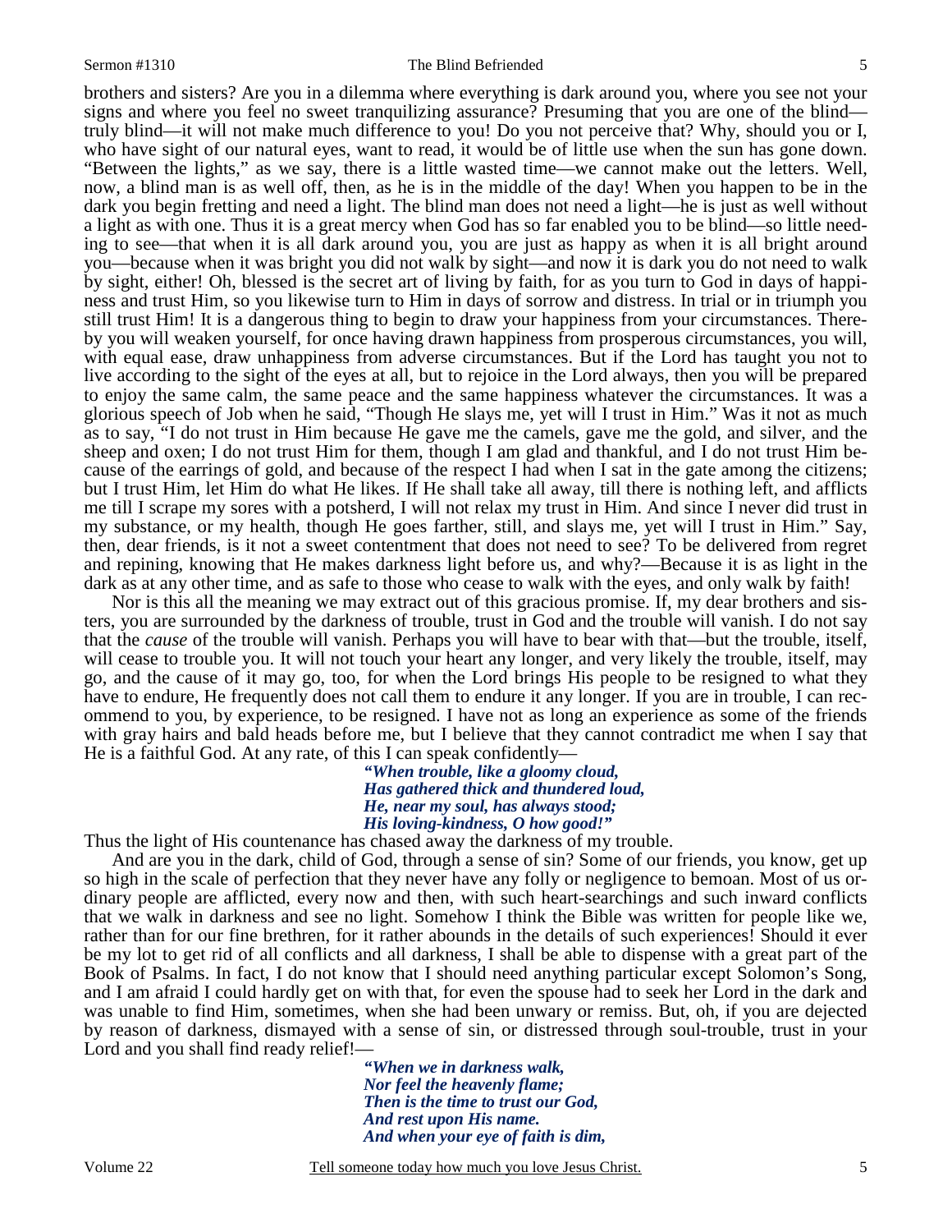brothers and sisters? Are you in a dilemma where everything is dark around you, where you see not your signs and where you feel no sweet tranquilizing assurance? Presuming that you are one of the blind—truly blind—it will not make much difference to you! Do you not perceive that? Why, should you or I, who have sight of our natural eyes, want to read, it would be of little use when the sun has gone down. "Between the lights," as we say, there is a little wasted time—we cannot make out the letters. Well, now, a blind man is as well off, then, as he is in the middle of the day! When you happen to be in the dark you begin fretting and need a light. The blind man does not need a light—he is just as well without a light as with one. Thus it is a great mercy when God has so far enabled you to be blind—so little needing to see—that when it is all dark around you, you are just as happy as when it is all bright around you—because when it was bright you did not walk by sight—and now it is dark you do not need to walk by sight, either! Oh, blessed is the secret art of living by faith, for as you turn to God in days of happiness and trust Him, so you likewise turn to Him in days of sorrow and distress. In trial or in triumph you still trust Him! It is a dangerous thing to begin to draw your happiness from your circumstances. Thereby you will weaken yourself, for once having drawn happiness from prosperous circumstances, you will, with equal ease, draw unhappiness from adverse circumstances. But if the Lord has taught you not to live according to the sight of the eyes at all, but to rejoice in the Lord always, then you will be prepared to enjoy the same calm, the same peace and the same happiness whatever the circumstances. It was a glorious speech of Job when he said, "Though He slays me, yet will I trust in Him." Was it not as much as to say, "I do not trust in Him because He gave me the camels, gave me the gold, and silver, and the sheep and oxen; I do not trust Him for them, though I am glad and thankful, and I do not trust Him because of the earrings of gold, and because of the respect I had when I sat in the gate among the citizens; but I trust Him, let Him do what He likes. If He shall take all away, till there is nothing left, and afflicts me till I scrape my sores with a potsherd, I will not relax my trust in Him. And since I never did trust in my substance, or my health, though He goes farther, still, and slays me, yet will I trust in Him." Say, then, dear friends, is it not a sweet contentment that does not need to see? To be delivered from regret and repining, knowing that He makes darkness light before us, and why?—Because it is as light in the dark as at any other time, and as safe to those who cease to walk with the eyes, and only walk by faith!

Nor is this all the meaning we may extract out of this gracious promise. If, my dear brothers and sisters, you are surrounded by the darkness of trouble, trust in God and the trouble will vanish. I do not say that the *cause* of the trouble will vanish. Perhaps you will have to bear with that—but the trouble, itself, will cease to trouble you. It will not touch your heart any longer, and very likely the trouble, itself, may go, and the cause of it may go, too, for when the Lord brings His people to be resigned to what they have to endure, He frequently does not call them to endure it any longer. If you are in trouble, I can recommend to you, by experience, to be resigned. I have not as long an experience as some of the friends with gray hairs and bald heads before me, but I believe that they cannot contradict me when I say that He is a faithful God. At any rate, of this I can speak confidently—

> ***"When trouble, like a gloomy cloud,***
> ***Has gathered thick and thundered loud,***
> ***He, near my soul, has always stood;***
> ***His loving-kindness, O how good!"***

Thus the light of His countenance has chased away the darkness of my trouble.

And are you in the dark, child of God, through a sense of sin? Some of our friends, you know, get up so high in the scale of perfection that they never have any folly or negligence to bemoan. Most of us ordinary people are afflicted, every now and then, with such heart-searchings and such inward conflicts that we walk in darkness and see no light. Somehow I think the Bible was written for people like we, rather than for our fine brethren, for it rather abounds in the details of such experiences! Should it ever be my lot to get rid of all conflicts and all darkness, I shall be able to dispense with a great part of the Book of Psalms. In fact, I do not know that I should need anything particular except Solomon's Song, and I am afraid I could hardly get on with that, for even the spouse had to seek her Lord in the dark and was unable to find Him, sometimes, when she had been unwary or remiss. But, oh, if you are dejected by reason of darkness, dismayed with a sense of sin, or distressed through soul-trouble, trust in your Lord and you shall find ready relief!—

> ***"When we in darkness walk,***
> ***Nor feel the heavenly flame;***
> ***Then is the time to trust our God,***
> ***And rest upon His name.***
> ***And when your eye of faith is dim,***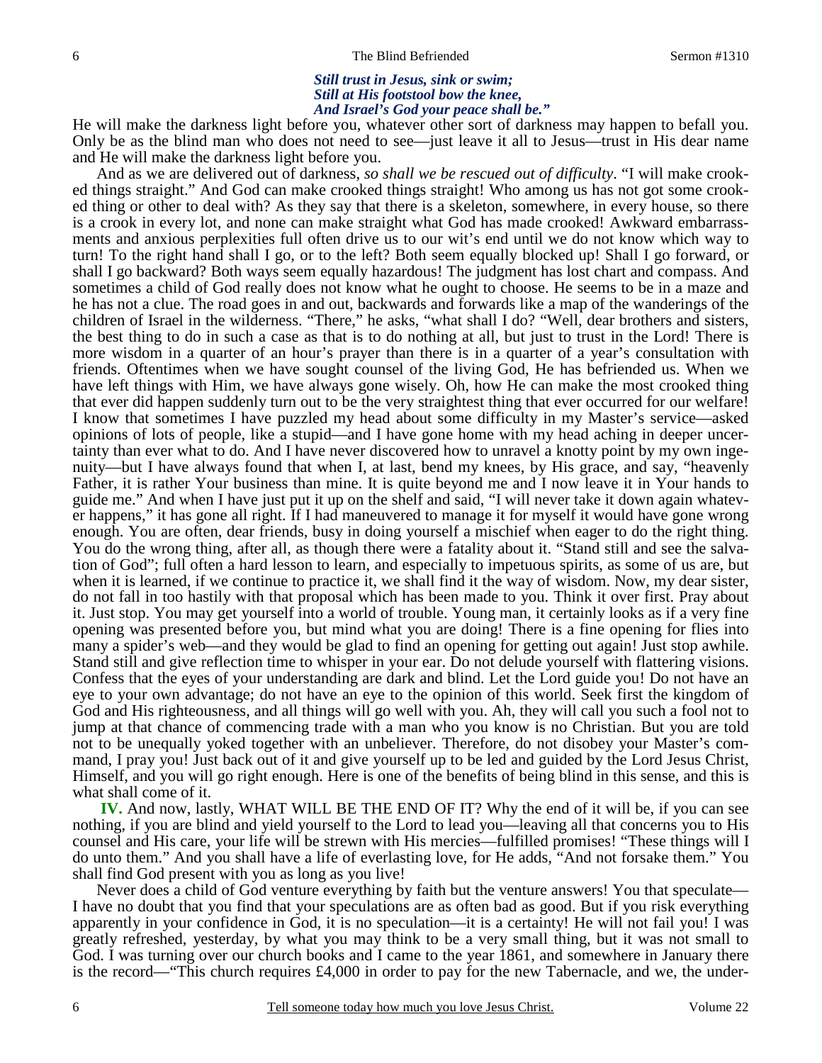*Still trust in Jesus, sink or swim;*
*Still at His footstool bow the knee,*
*And Israel's God your peace shall be."*

He will make the darkness light before you, whatever other sort of darkness may happen to befall you. Only be as the blind man who does not need to see—just leave it all to Jesus—trust in His dear name and He will make the darkness light before you.

And as we are delivered out of darkness, *so shall we be rescued out of difficulty*. "I will make crooked things straight." And God can make crooked things straight! Who among us has not got some crooked thing or other to deal with? As they say that there is a skeleton, somewhere, in every house, so there is a crook in every lot, and none can make straight what God has made crooked! Awkward embarrassments and anxious perplexities full often drive us to our wit's end until we do not know which way to turn! To the right hand shall I go, or to the left? Both seem equally blocked up! Shall I go forward, or shall I go backward? Both ways seem equally hazardous! The judgment has lost chart and compass. And sometimes a child of God really does not know what he ought to choose. He seems to be in a maze and he has not a clue. The road goes in and out, backwards and forwards like a map of the wanderings of the children of Israel in the wilderness. "There," he asks, "what shall I do? "Well, dear brothers and sisters, the best thing to do in such a case as that is to do nothing at all, but just to trust in the Lord! There is more wisdom in a quarter of an hour's prayer than there is in a quarter of a year's consultation with friends. Oftentimes when we have sought counsel of the living God, He has befriended us. When we have left things with Him, we have always gone wisely. Oh, how He can make the most crooked thing that ever did happen suddenly turn out to be the very straightest thing that ever occurred for our welfare! I know that sometimes I have puzzled my head about some difficulty in my Master's service—asked opinions of lots of people, like a stupid—and I have gone home with my head aching in deeper uncertainty than ever what to do. And I have never discovered how to unravel a knotty point by my own ingenuity—but I have always found that when I, at last, bend my knees, by His grace, and say, "heavenly Father, it is rather Your business than mine. It is quite beyond me and I now leave it in Your hands to guide me." And when I have just put it up on the shelf and said, "I will never take it down again whatever happens," it has gone all right. If I had maneuvered to manage it for myself it would have gone wrong enough. You are often, dear friends, busy in doing yourself a mischief when eager to do the right thing. You do the wrong thing, after all, as though there were a fatality about it. "Stand still and see the salvation of God"; full often a hard lesson to learn, and especially to impetuous spirits, as some of us are, but when it is learned, if we continue to practice it, we shall find it the way of wisdom. Now, my dear sister, do not fall in too hastily with that proposal which has been made to you. Think it over first. Pray about it. Just stop. You may get yourself into a world of trouble. Young man, it certainly looks as if a very fine opening was presented before you, but mind what you are doing! There is a fine opening for flies into many a spider's web—and they would be glad to find an opening for getting out again! Just stop awhile. Stand still and give reflection time to whisper in your ear. Do not delude yourself with flattering visions. Confess that the eyes of your understanding are dark and blind. Let the Lord guide you! Do not have an eye to your own advantage; do not have an eye to the opinion of this world. Seek first the kingdom of God and His righteousness, and all things will go well with you. Ah, they will call you such a fool not to jump at that chance of commencing trade with a man who you know is no Christian. But you are told not to be unequally yoked together with an unbeliever. Therefore, do not disobey your Master's command, I pray you! Just back out of it and give yourself up to be led and guided by the Lord Jesus Christ, Himself, and you will go right enough. Here is one of the benefits of being blind in this sense, and this is what shall come of it.

**IV.** And now, lastly, WHAT WILL BE THE END OF IT? Why the end of it will be, if you can see nothing, if you are blind and yield yourself to the Lord to lead you—leaving all that concerns you to His counsel and His care, your life will be strewn with His mercies—fulfilled promises! "These things will I do unto them." And you shall have a life of everlasting love, for He adds, "And not forsake them." You shall find God present with you as long as you live!

Never does a child of God venture everything by faith but the venture answers! You that speculate—I have no doubt that you find that your speculations are as often bad as good. But if you risk everything apparently in your confidence in God, it is no speculation—it is a certainty! He will not fail you! I was greatly refreshed, yesterday, by what you may think to be a very small thing, but it was not small to God. I was turning over our church books and I came to the year 1861, and somewhere in January there is the record—"This church requires £4,000 in order to pay for the new Tabernacle, and we, the under-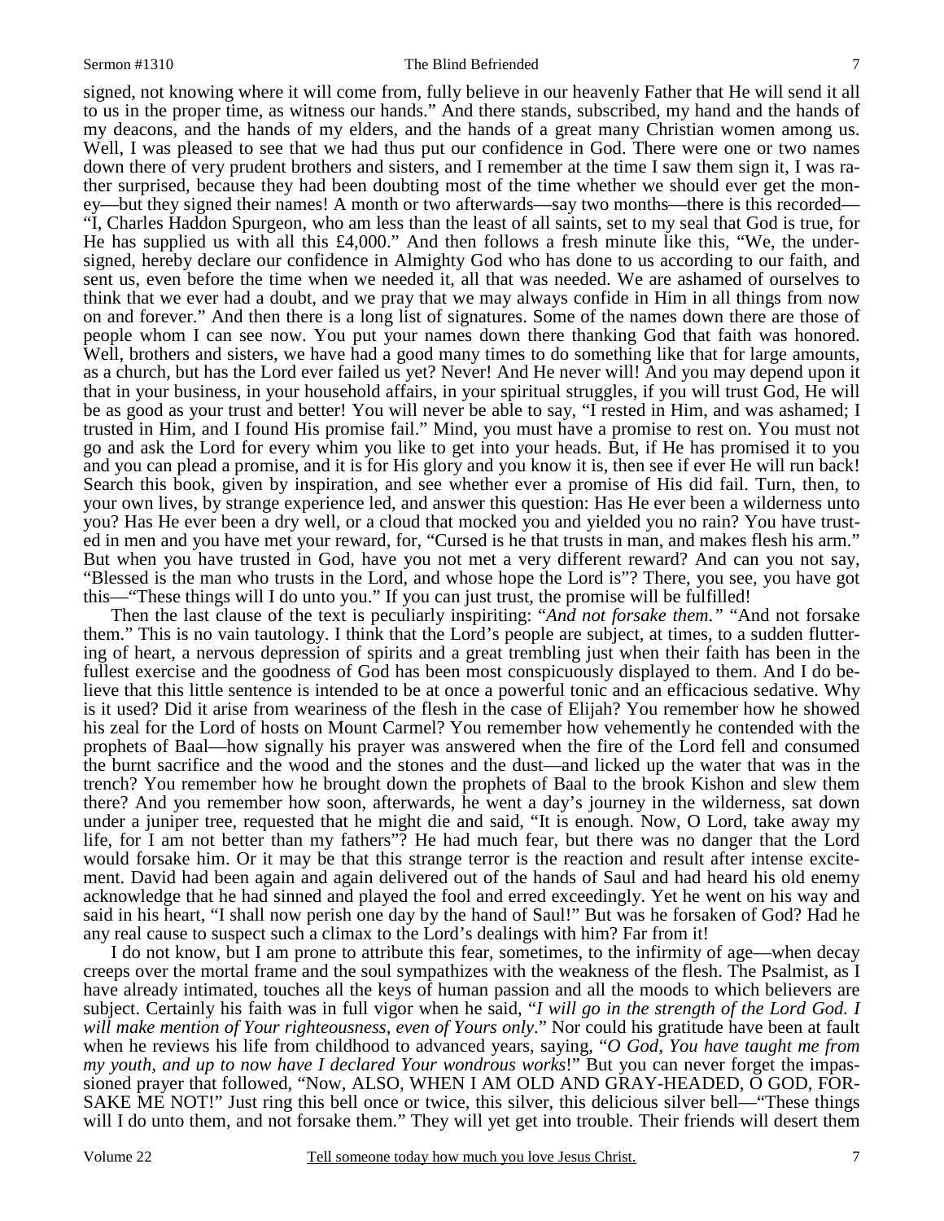signed, not knowing where it will come from, fully believe in our heavenly Father that He will send it all to us in the proper time, as witness our hands." And there stands, subscribed, my hand and the hands of my deacons, and the hands of my elders, and the hands of a great many Christian women among us. Well, I was pleased to see that we had thus put our confidence in God. There were one or two names down there of very prudent brothers and sisters, and I remember at the time I saw them sign it, I was rather surprised, because they had been doubting most of the time whether we should ever get the money—but they signed their names! A month or two afterwards—say two months—there is this recorded—"I, Charles Haddon Spurgeon, who am less than the least of all saints, set to my seal that God is true, for He has supplied us with all this £4,000." And then follows a fresh minute like this, "We, the undersigned, hereby declare our confidence in Almighty God who has done to us according to our faith, and sent us, even before the time when we needed it, all that was needed. We are ashamed of ourselves to think that we ever had a doubt, and we pray that we may always confide in Him in all things from now on and forever." And then there is a long list of signatures. Some of the names down there are those of people whom I can see now. You put your names down there thanking God that faith was honored. Well, brothers and sisters, we have had a good many times to do something like that for large amounts, as a church, but has the Lord ever failed us yet? Never! And He never will! And you may depend upon it that in your business, in your household affairs, in your spiritual struggles, if you will trust God, He will be as good as your trust and better! You will never be able to say, "I rested in Him, and was ashamed; I trusted in Him, and I found His promise fail." Mind, you must have a promise to rest on. You must not go and ask the Lord for every whim you like to get into your heads. But, if He has promised it to you and you can plead a promise, and it is for His glory and you know it is, then see if ever He will run back! Search this book, given by inspiration, and see whether ever a promise of His did fail. Turn, then, to your own lives, by strange experience led, and answer this question: Has He ever been a wilderness unto you? Has He ever been a dry well, or a cloud that mocked you and yielded you no rain? You have trusted in men and you have met your reward, for, "Cursed is he that trusts in man, and makes flesh his arm." But when you have trusted in God, have you not met a very different reward? And can you not say, "Blessed is the man who trusts in the Lord, and whose hope the Lord is"? There, you see, you have got this—"These things will I do unto you." If you can just trust, the promise will be fulfilled!

Then the last clause of the text is peculiarly inspiriting: "*And not forsake them.*" "And not forsake them." This is no vain tautology. I think that the Lord's people are subject, at times, to a sudden fluttering of heart, a nervous depression of spirits and a great trembling just when their faith has been in the fullest exercise and the goodness of God has been most conspicuously displayed to them. And I do believe that this little sentence is intended to be at once a powerful tonic and an efficacious sedative. Why is it used? Did it arise from weariness of the flesh in the case of Elijah? You remember how he showed his zeal for the Lord of hosts on Mount Carmel? You remember how vehemently he contended with the prophets of Baal—how signally his prayer was answered when the fire of the Lord fell and consumed the burnt sacrifice and the wood and the stones and the dust—and licked up the water that was in the trench? You remember how he brought down the prophets of Baal to the brook Kishon and slew them there? And you remember how soon, afterwards, he went a day's journey in the wilderness, sat down under a juniper tree, requested that he might die and said, "It is enough. Now, O Lord, take away my life, for I am not better than my fathers"? He had much fear, but there was no danger that the Lord would forsake him. Or it may be that this strange terror is the reaction and result after intense excitement. David had been again and again delivered out of the hands of Saul and had heard his old enemy acknowledge that he had sinned and played the fool and erred exceedingly. Yet he went on his way and said in his heart, "I shall now perish one day by the hand of Saul!" But was he forsaken of God? Had he any real cause to suspect such a climax to the Lord's dealings with him? Far from it!

I do not know, but I am prone to attribute this fear, sometimes, to the infirmity of age—when decay creeps over the mortal frame and the soul sympathizes with the weakness of the flesh. The Psalmist, as I have already intimated, touches all the keys of human passion and all the moods to which believers are subject. Certainly his faith was in full vigor when he said, "*I will go in the strength of the Lord God. I will make mention of Your righteousness, even of Yours only*." Nor could his gratitude have been at fault when he reviews his life from childhood to advanced years, saying, "*O God, You have taught me from my youth, and up to now have I declared Your wondrous works*!" But you can never forget the impassioned prayer that followed, "Now, ALSO, WHEN I AM OLD AND GRAY-HEADED, O GOD, FORSAKE ME NOT!" Just ring this bell once or twice, this silver, this delicious silver bell—"These things will I do unto them, and not forsake them." They will yet get into trouble. Their friends will desert them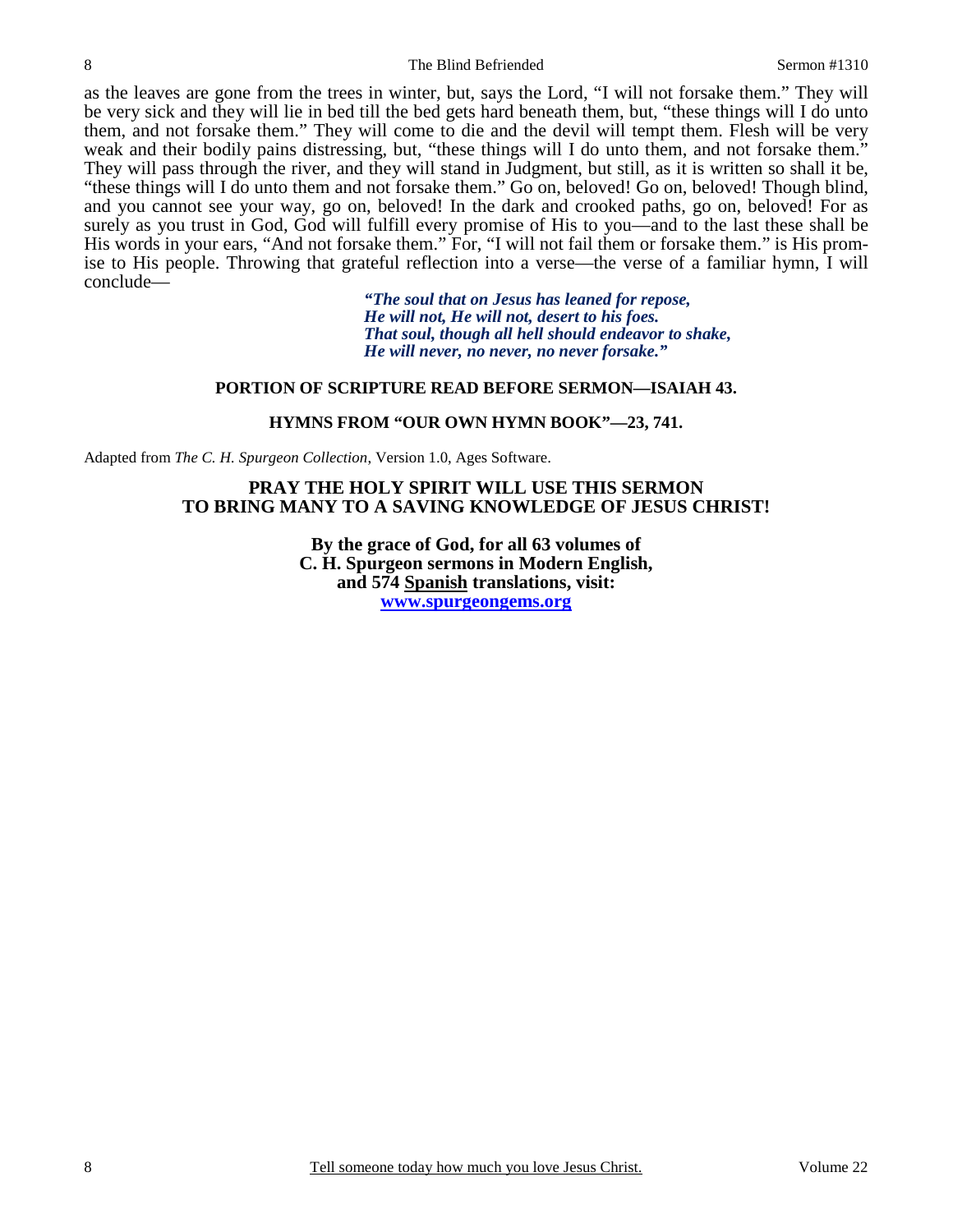as the leaves are gone from the trees in winter, but, says the Lord, "I will not forsake them." They will be very sick and they will lie in bed till the bed gets hard beneath them, but, "these things will I do unto them, and not forsake them." They will come to die and the devil will tempt them. Flesh will be very weak and their bodily pains distressing, but, "these things will I do unto them, and not forsake them." They will pass through the river, and they will stand in Judgment, but still, as it is written so shall it be, "these things will I do unto them and not forsake them." Go on, beloved! Go on, beloved! Though blind, and you cannot see your way, go on, beloved! In the dark and crooked paths, go on, beloved! For as surely as you trust in God, God will fulfill every promise of His to you—and to the last these shall be His words in your ears, "And not forsake them." For, "I will not fail them or forsake them." is His promise to His people. Throwing that grateful reflection into a verse—the verse of a familiar hymn, I will conclude—

> ***"The soul that on Jesus has leaned for repose,***
> ***He will not, He will not, desert to his foes.***
> ***That soul, though all hell should endeavor to shake,***
> ***He will never, no never, no never forsake."***

**PORTION OF SCRIPTURE READ BEFORE SERMON—ISAIAH 43.**

**HYMNS FROM "OUR OWN HYMN BOOK"—23, 741.**

Adapted from *The C. H. Spurgeon Collection*, Version 1.0, Ages Software.

**PRAY THE HOLY SPIRIT WILL USE THIS SERMON TO BRING MANY TO A SAVING KNOWLEDGE OF JESUS CHRIST!**

**By the grace of God, for all 63 volumes of C. H. Spurgeon sermons in Modern English, and 574 Spanish translations, visit: www.spurgeongems.org**

Tell someone today how much you love Jesus Christ.